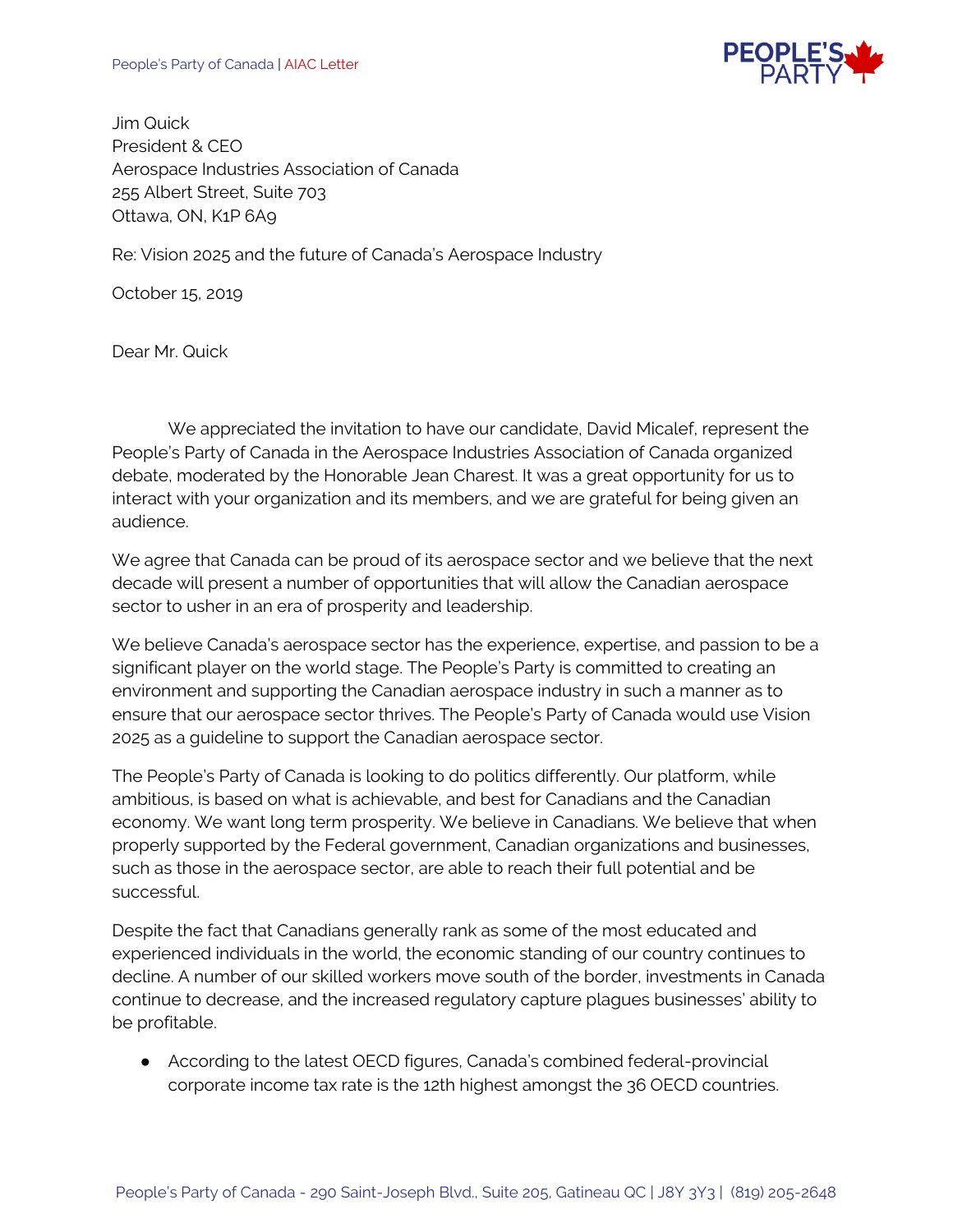Jim Quick
President & CEO
Aerospace Industries Association of Canada
255 Albert Street, Suite 703
Ottawa, ON, K1P 6A9

Re: Vision 2025 and the future of Canada's Aerospace Industry

October 15, 2019

Dear Mr. Quick

We appreciated the invitation to have our candidate, David Micalef, represent the People's Party of Canada in the Aerospace Industries Association of Canada organized debate, moderated by the Honorable Jean Charest. It was a great opportunity for us to interact with your organization and its members, and we are grateful for being given an audience.

We agree that Canada can be proud of its aerospace sector and we believe that the next decade will present a number of opportunities that will allow the Canadian aerospace sector to usher in an era of prosperity and leadership.

We believe Canada's aerospace sector has the experience, expertise, and passion to be a significant player on the world stage. The People's Party is committed to creating an environment and supporting the Canadian aerospace industry in such a manner as to ensure that our aerospace sector thrives. The People's Party of Canada would use Vision 2025 as a guideline to support the Canadian aerospace sector.

The People's Party of Canada is looking to do politics differently. Our platform, while ambitious, is based on what is achievable, and best for Canadians and the Canadian economy. We want long term prosperity. We believe in Canadians. We believe that when properly supported by the Federal government, Canadian organizations and businesses, such as those in the aerospace sector, are able to reach their full potential and be successful.

Despite the fact that Canadians generally rank as some of the most educated and experienced individuals in the world, the economic standing of our country continues to decline. A number of our skilled workers move south of the border, investments in Canada continue to decrease, and the increased regulatory capture plagues businesses' ability to be profitable.

- According to the latest OECD figures, Canada's combined federal-provincial corporate income tax rate is the 12th highest amongst the 36 OECD countries.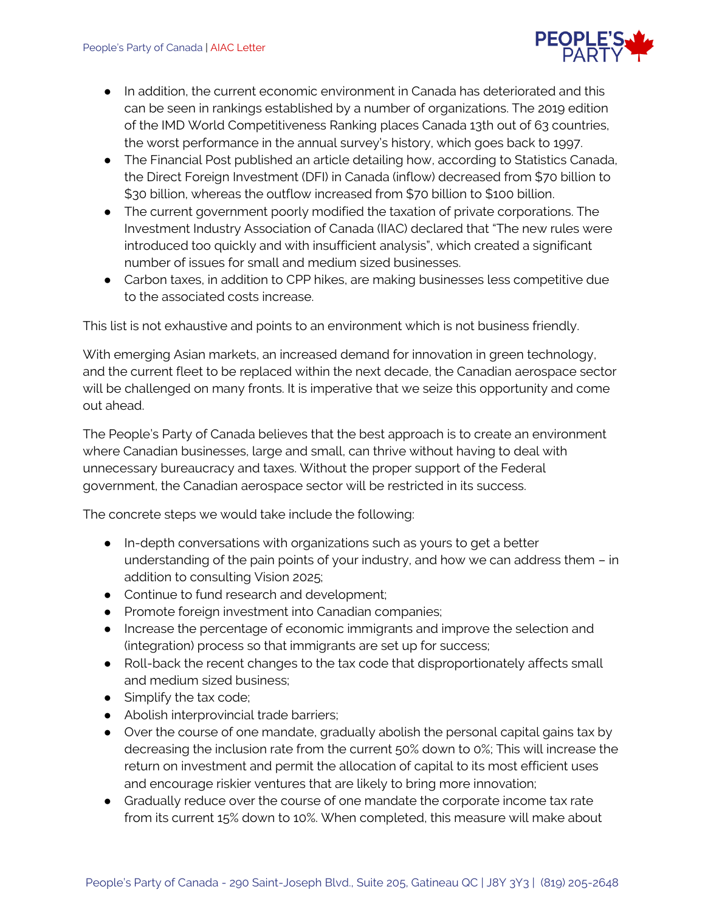- In addition, the current economic environment in Canada has deteriorated and this can be seen in rankings established by a number of organizations. The 2019 edition of the IMD World Competitiveness Ranking places Canada 13th out of 63 countries, the worst performance in the annual survey's history, which goes back to 1997.
- The Financial Post published an article detailing how, according to Statistics Canada, the Direct Foreign Investment (DFI) in Canada (inflow) decreased from $70 billion to $30 billion, whereas the outflow increased from $70 billion to $100 billion.
- The current government poorly modified the taxation of private corporations. The Investment Industry Association of Canada (IIAC) declared that "The new rules were introduced too quickly and with insufficient analysis", which created a significant number of issues for small and medium sized businesses.
- Carbon taxes, in addition to CPP hikes, are making businesses less competitive due to the associated costs increase.

This list is not exhaustive and points to an environment which is not business friendly.

With emerging Asian markets, an increased demand for innovation in green technology, and the current fleet to be replaced within the next decade, the Canadian aerospace sector will be challenged on many fronts. It is imperative that we seize this opportunity and come out ahead.

The People's Party of Canada believes that the best approach is to create an environment where Canadian businesses, large and small, can thrive without having to deal with unnecessary bureaucracy and taxes. Without the proper support of the Federal government, the Canadian aerospace sector will be restricted in its success.

The concrete steps we would take include the following:

- In-depth conversations with organizations such as yours to get a better understanding of the pain points of your industry, and how we can address them – in addition to consulting Vision 2025;
- Continue to fund research and development;
- Promote foreign investment into Canadian companies;
- Increase the percentage of economic immigrants and improve the selection and (integration) process so that immigrants are set up for success;
- Roll-back the recent changes to the tax code that disproportionately affects small and medium sized business;
- Simplify the tax code;
- Abolish interprovincial trade barriers;
- Over the course of one mandate, gradually abolish the personal capital gains tax by decreasing the inclusion rate from the current 50% down to 0%; This will increase the return on investment and permit the allocation of capital to its most efficient uses and encourage riskier ventures that are likely to bring more innovation;
- Gradually reduce over the course of one mandate the corporate income tax rate from its current 15% down to 10%. When completed, this measure will make about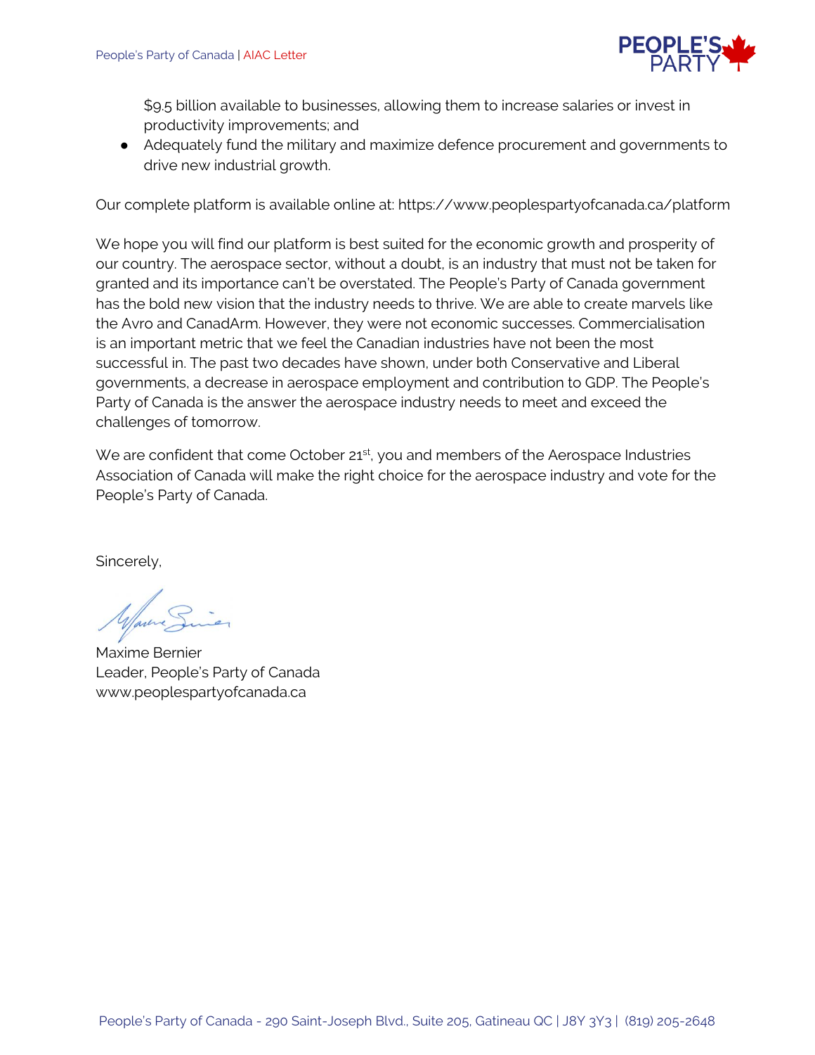$9.5 billion available to businesses, allowing them to increase salaries or invest in productivity improvements; and

- Adequately fund the military and maximize defence procurement and governments to drive new industrial growth.

Our complete platform is available online at: https://www.peoplespartyofcanada.ca/platform

We hope you will find our platform is best suited for the economic growth and prosperity of our country. The aerospace sector, without a doubt, is an industry that must not be taken for granted and its importance can't be overstated. The People's Party of Canada government has the bold new vision that the industry needs to thrive. We are able to create marvels like the Avro and CanadArm. However, they were not economic successes. Commercialisation is an important metric that we feel the Canadian industries have not been the most successful in. The past two decades have shown, under both Conservative and Liberal governments, a decrease in aerospace employment and contribution to GDP. The People's Party of Canada is the answer the aerospace industry needs to meet and exceed the challenges of tomorrow.

We are confident that come October 21st, you and members of the Aerospace Industries Association of Canada will make the right choice for the aerospace industry and vote for the People's Party of Canada.

Sincerely,

Maxime Bernier
Leader, People's Party of Canada
www.peoplespartyofcanada.ca

People's Party of Canada - 290 Saint-Joseph Blvd., Suite 205, Gatineau QC | J8Y 3Y3 | (819) 205-2648